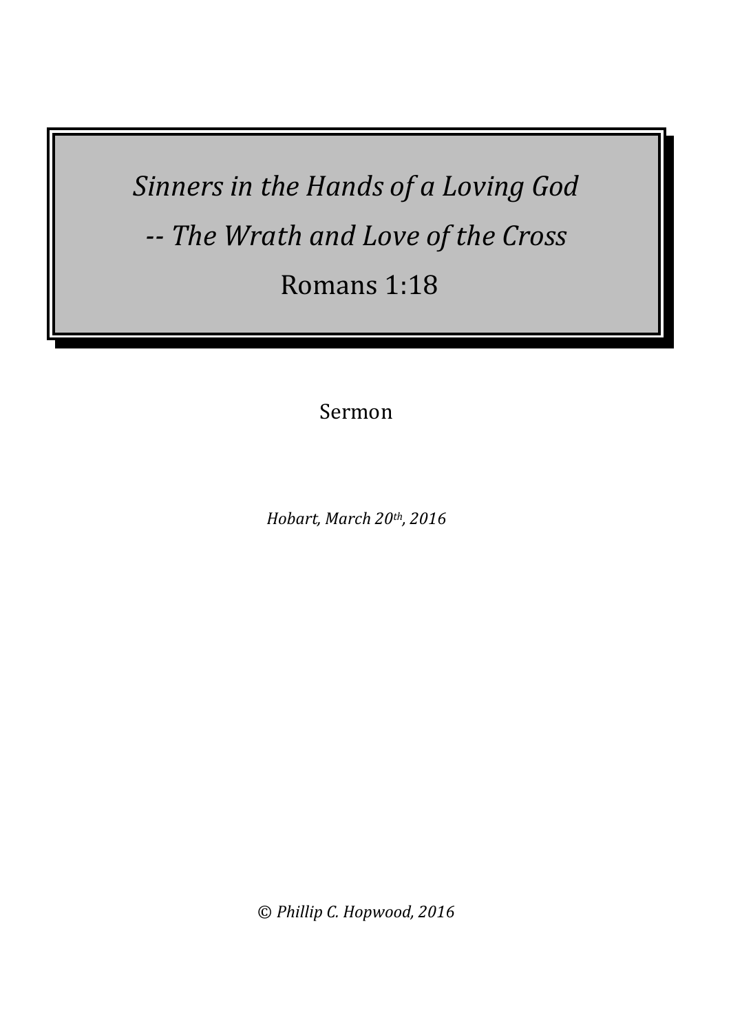# *Sinners in the Hands of a Loving God*

# *-- The Wrath and Love of the Cross*

# Romans 1:18

Sermon

*Hobart, March 20th, 2016*

*© Phillip C. Hopwood, 2016*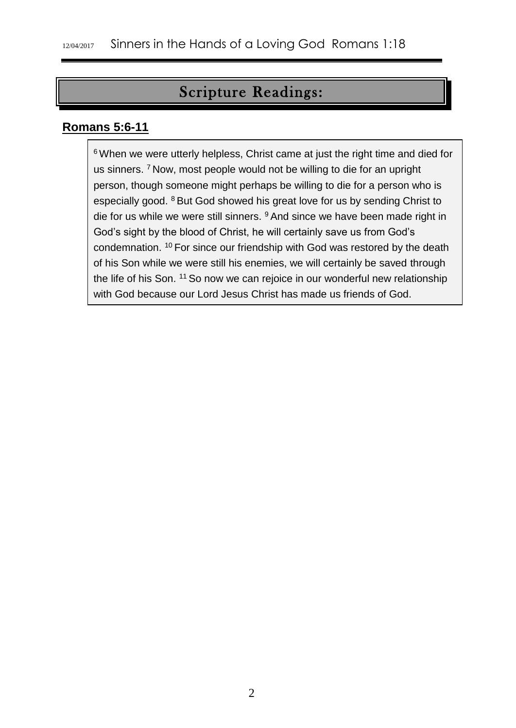# Scripture Readings:

**Romans 5:6-11**

[6] When we were utterly helpless, Christ came at just the right time and died for us sinners. [7] Now, most people would not be willing to die for an upright person, though someone might perhaps be willing to die for a person who is especially good. [8] But God showed his great love for us by sending Christ to die for us while we were still sinners. [9] And since we have been made right in God's sight by the blood of Christ, he will certainly save us from God's condemnation. [10] For since our friendship with God was restored by the death of his Son while we were still his enemies, we will certainly be saved through the life of his Son. [11] So now we can rejoice in our wonderful new relationship with God because our Lord Jesus Christ has made us friends of God.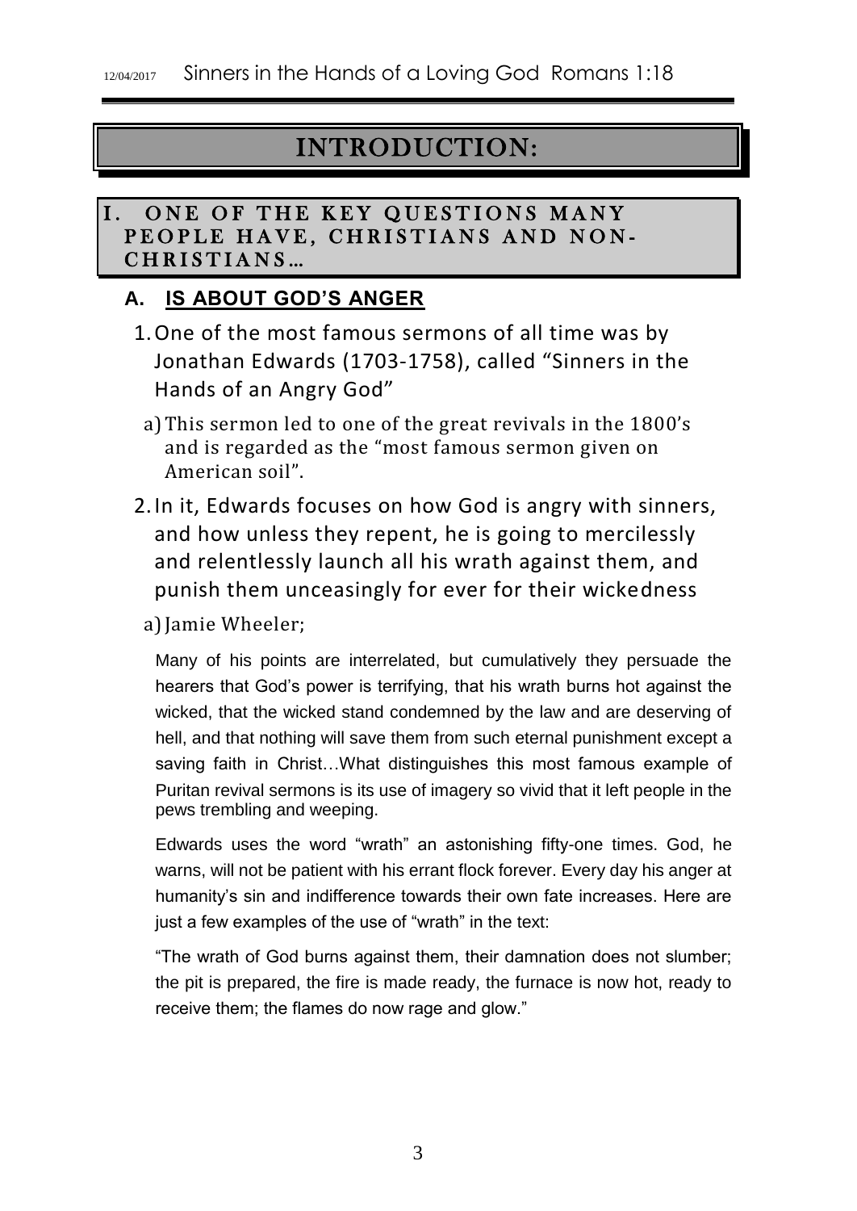# INTRODUCTION:

## I. ONE OF THE KEY QUESTIONS MANY PEOPLE HAVE, CHRISTIANS AND NON-CHRISTIANS…

### A. IS ABOUT GOD'S ANGER

1. One of the most famous sermons of all time was by Jonathan Edwards (1703-1758), called "Sinners in the Hands of an Angry God"

   a) This sermon led to one of the great revivals in the 1800's and is regarded as the "most famous sermon given on American soil".

2. In it, Edwards focuses on how God is angry with sinners, and how unless they repent, he is going to mercilessly and relentlessly launch all his wrath against them, and punish them unceasingly for ever for their wickedness

   a) Jamie Wheeler;

   Many of his points are interrelated, but cumulatively they persuade the hearers that God's power is terrifying, that his wrath burns hot against the wicked, that the wicked stand condemned by the law and are deserving of hell, and that nothing will save them from such eternal punishment except a saving faith in Christ…What distinguishes this most famous example of Puritan revival sermons is its use of imagery so vivid that it left people in the pews trembling and weeping.

   Edwards uses the word "wrath" an astonishing fifty-one times. God, he warns, will not be patient with his errant flock forever. Every day his anger at humanity's sin and indifference towards their own fate increases. Here are just a few examples of the use of "wrath" in the text:

   "The wrath of God burns against them, their damnation does not slumber; the pit is prepared, the fire is made ready, the furnace is now hot, ready to receive them; the flames do now rage and glow."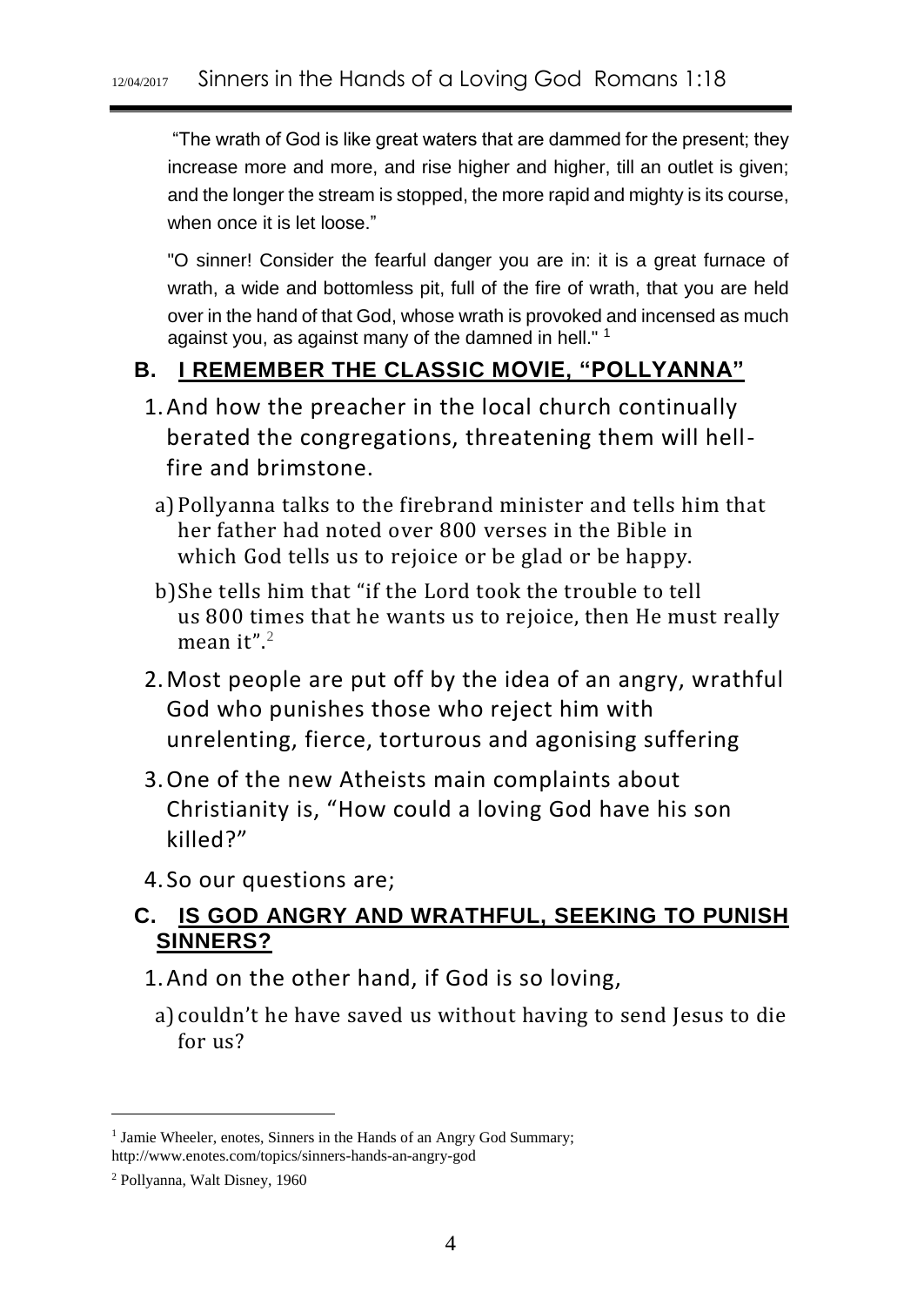"The wrath of God is like great waters that are dammed for the present; they increase more and more, and rise higher and higher, till an outlet is given; and the longer the stream is stopped, the more rapid and mighty is its course, when once it is let loose."

"O sinner! Consider the fearful danger you are in: it is a great furnace of wrath, a wide and bottomless pit, full of the fire of wrath, that you are held over in the hand of that God, whose wrath is provoked and incensed as much against you, as against many of the damned in hell." [1]

### B. I REMEMBER THE CLASSIC MOVIE, "POLLYANNA"

1. And how the preacher in the local church continually berated the congregations, threatening them will hell-fire and brimstone.
   a) Pollyanna talks to the firebrand minister and tells him that her father had noted over 800 verses in the Bible in which God tells us to rejoice or be glad or be happy.
   b) She tells him that "if the Lord took the trouble to tell us 800 times that he wants us to rejoice, then He must really mean it".[2]
2. Most people are put off by the idea of an angry, wrathful God who punishes those who reject him with unrelenting, fierce, torturous and agonising suffering
3. One of the new Atheists main complaints about Christianity is, "How could a loving God have his son killed?"
4. So our questions are;

### C. IS GOD ANGRY AND WRATHFUL, SEEKING TO PUNISH SINNERS?

1. And on the other hand, if God is so loving,
   a) couldn't he have saved us without having to send Jesus to die for us?

---

[1] Jamie Wheeler, enotes, Sinners in the Hands of an Angry God Summary; http://www.enotes.com/topics/sinners-hands-an-angry-god

[2] Pollyanna, Walt Disney, 1960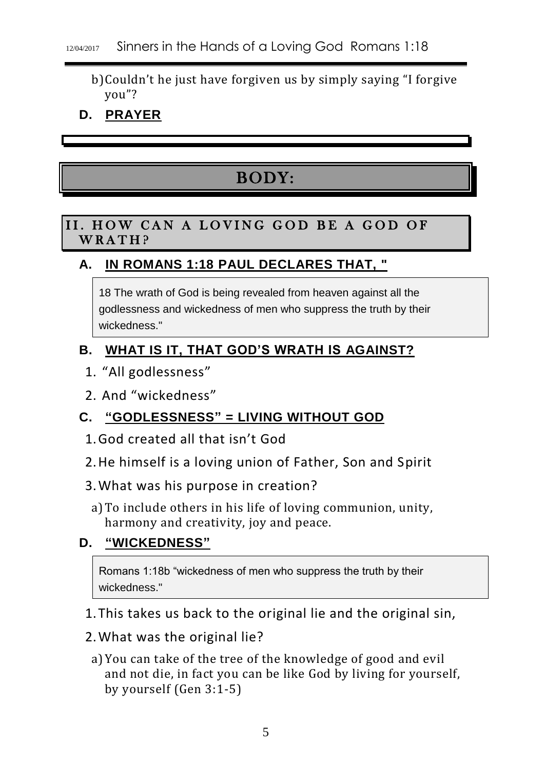b) Couldn't he just have forgiven us by simply saying "I forgive you"?

### D. PRAYER

# BODY:

## II. HOW CAN A LOVING GOD BE A GOD OF WRATH?

### A. IN ROMANS 1:18 PAUL DECLARES THAT, "

> 18 The wrath of God is being revealed from heaven against all the godlessness and wickedness of men who suppress the truth by their wickedness."

### B. WHAT IS IT, THAT GOD'S WRATH IS AGAINST?

1. "All godlessness"
2. And "wickedness"

### C. "GODLESSNESS" = LIVING WITHOUT GOD

1. God created all that isn't God
2. He himself is a loving union of Father, Son and Spirit
3. What was his purpose in creation?
   a) To include others in his life of loving communion, unity, harmony and creativity, joy and peace.

### D. "WICKEDNESS"

> Romans 1:18b "wickedness of men who suppress the truth by their wickedness."

1. This takes us back to the original lie and the original sin,
2. What was the original lie?
   a) You can take of the tree of the knowledge of good and evil and not die, in fact you can be like God by living for yourself, by yourself (Gen 3:1-5)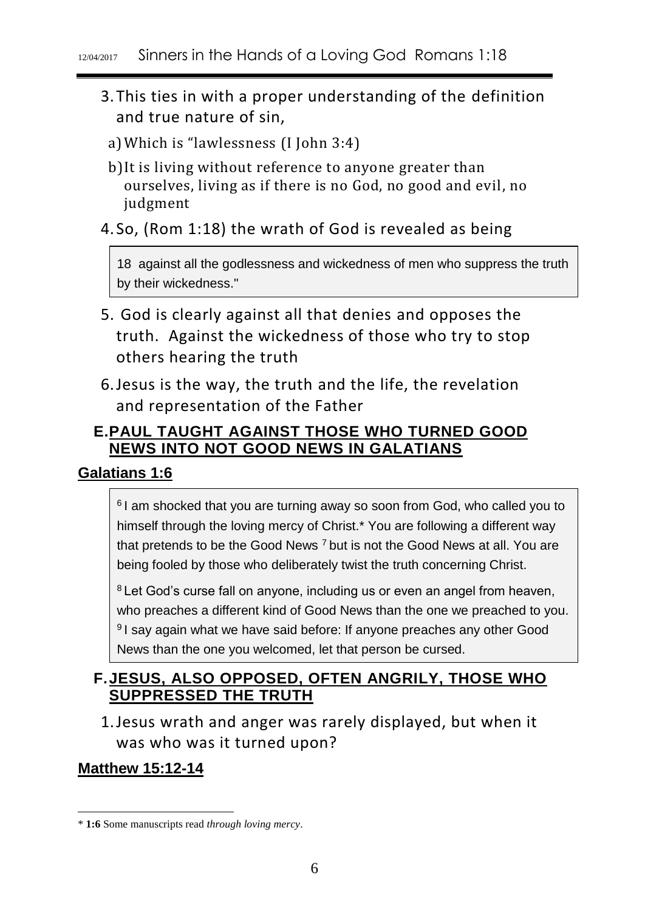3. This ties in with a proper understanding of the definition and true nature of sin,

   a) Which is "lawlessness (I John 3:4)

   b) It is living without reference to anyone greater than ourselves, living as if there is no God, no good and evil, no judgment

4. So, (Rom 1:18) the wrath of God is revealed as being

> 18 against all the godlessness and wickedness of men who suppress the truth by their wickedness."

5. God is clearly against all that denies and opposes the truth. Against the wickedness of those who try to stop others hearing the truth

6. Jesus is the way, the truth and the life, the revelation and representation of the Father

### E. PAUL TAUGHT AGAINST THOSE WHO TURNED GOOD NEWS INTO NOT GOOD NEWS IN GALATIANS

**Galatians 1:6**

> [6] I am shocked that you are turning away so soon from God, who called you to himself through the loving mercy of Christ.* You are following a different way that pretends to be the Good News [7] but is not the Good News at all. You are being fooled by those who deliberately twist the truth concerning Christ.
>
> [8] Let God's curse fall on anyone, including us or even an angel from heaven, who preaches a different kind of Good News than the one we preached to you. [9] I say again what we have said before: If anyone preaches any other Good News than the one you welcomed, let that person be cursed.

### F. JESUS, ALSO OPPOSED, OFTEN ANGRILY, THOSE WHO SUPPRESSED THE TRUTH

1. Jesus wrath and anger was rarely displayed, but when it was who was it turned upon?

**Matthew 15:12-14**

---

\* **1:6** Some manuscripts read *through loving mercy*.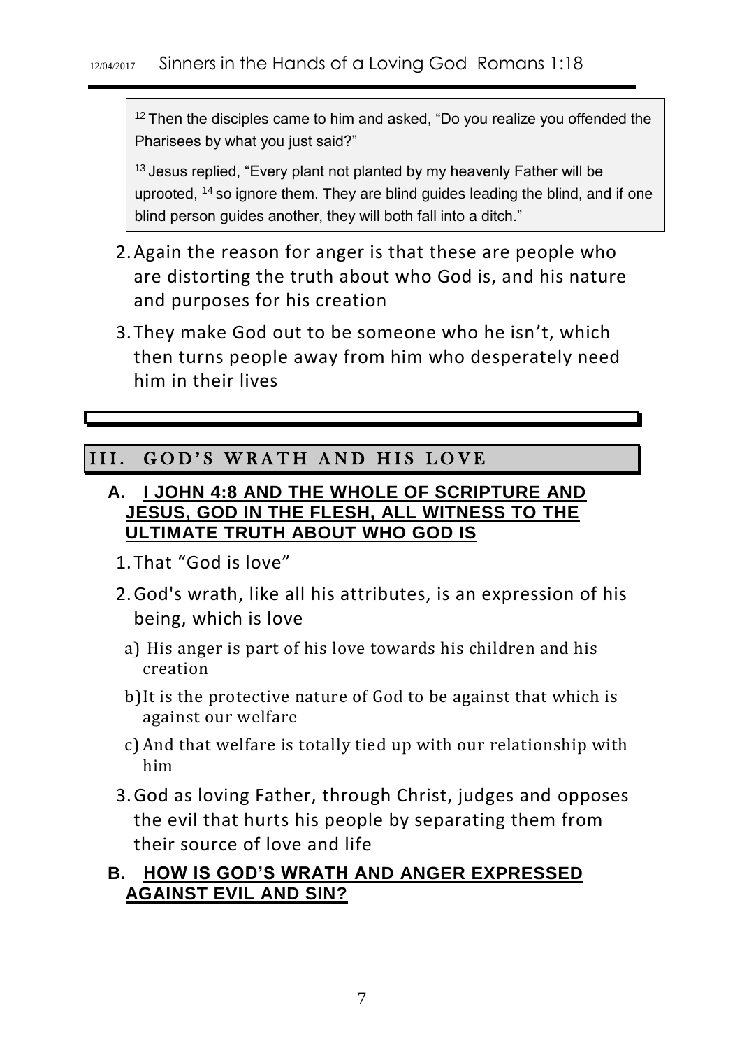> [12] Then the disciples came to him and asked, "Do you realize you offended the Pharisees by what you just said?"
>
> [13] Jesus replied, "Every plant not planted by my heavenly Father will be uprooted, [14] so ignore them. They are blind guides leading the blind, and if one blind person guides another, they will both fall into a ditch."

2. Again the reason for anger is that these are people who are distorting the truth about who God is, and his nature and purposes for his creation
3. They make God out to be someone who he isn't, which then turns people away from him who desperately need him in their lives

## III. GOD'S WRATH AND HIS LOVE

### A. I JOHN 4:8 AND THE WHOLE OF SCRIPTURE AND JESUS, GOD IN THE FLESH, ALL WITNESS TO THE ULTIMATE TRUTH ABOUT WHO GOD IS

1. That "God is love"
2. God's wrath, like all his attributes, is an expression of his being, which is love
   a) His anger is part of his love towards his children and his creation
   b) It is the protective nature of God to be against that which is against our welfare
   c) And that welfare is totally tied up with our relationship with him
3. God as loving Father, through Christ, judges and opposes the evil that hurts his people by separating them from their source of love and life

### B. HOW IS GOD'S WRATH AND ANGER EXPRESSED AGAINST EVIL AND SIN?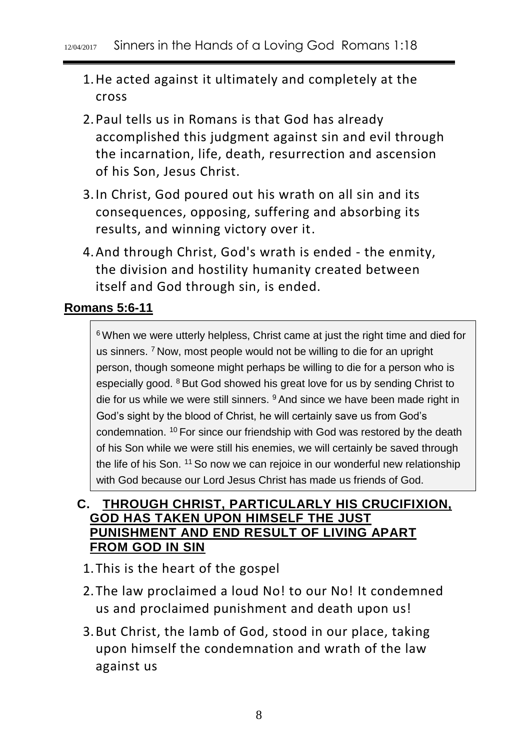1. He acted against it ultimately and completely at the cross
2. Paul tells us in Romans is that God has already accomplished this judgment against sin and evil through the incarnation, life, death, resurrection and ascension of his Son, Jesus Christ.
3. In Christ, God poured out his wrath on all sin and its consequences, opposing, suffering and absorbing its results, and winning victory over it.
4. And through Christ, God's wrath is ended - the enmity, the division and hostility humanity created between itself and God through sin, is ended.

**Romans 5:6-11**

> [6] When we were utterly helpless, Christ came at just the right time and died for us sinners. [7] Now, most people would not be willing to die for an upright person, though someone might perhaps be willing to die for a person who is especially good. [8] But God showed his great love for us by sending Christ to die for us while we were still sinners. [9] And since we have been made right in God's sight by the blood of Christ, he will certainly save us from God's condemnation. [10] For since our friendship with God was restored by the death of his Son while we were still his enemies, we will certainly be saved through the life of his Son. [11] So now we can rejoice in our wonderful new relationship with God because our Lord Jesus Christ has made us friends of God.

### C. THROUGH CHRIST, PARTICULARLY HIS CRUCIFIXION, GOD HAS TAKEN UPON HIMSELF THE JUST PUNISHMENT AND END RESULT OF LIVING APART FROM GOD IN SIN

1. This is the heart of the gospel
2. The law proclaimed a loud No! to our No! It condemned us and proclaimed punishment and death upon us!
3. But Christ, the lamb of God, stood in our place, taking upon himself the condemnation and wrath of the law against us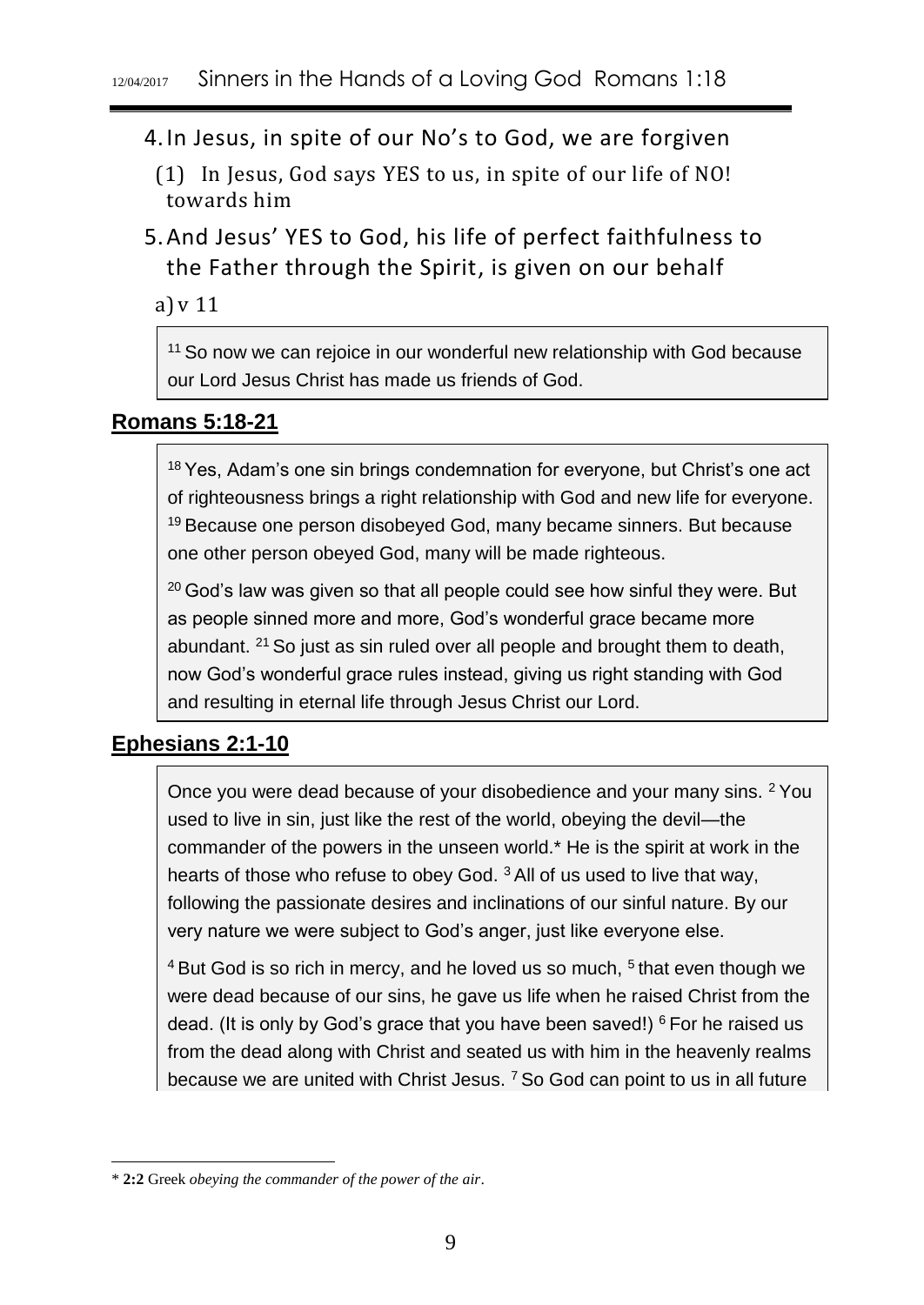4. In Jesus, in spite of our No's to God, we are forgiven

   (1) In Jesus, God says YES to us, in spite of our life of NO! towards him

5. And Jesus' YES to God, his life of perfect faithfulness to the Father through the Spirit, is given on our behalf

   a) v 11

> [11] So now we can rejoice in our wonderful new relationship with God because our Lord Jesus Christ has made us friends of God.

**Romans 5:18-21**

> [18] Yes, Adam's one sin brings condemnation for everyone, but Christ's one act of righteousness brings a right relationship with God and new life for everyone. [19] Because one person disobeyed God, many became sinners. But because one other person obeyed God, many will be made righteous.
>
> [20] God's law was given so that all people could see how sinful they were. But as people sinned more and more, God's wonderful grace became more abundant. [21] So just as sin ruled over all people and brought them to death, now God's wonderful grace rules instead, giving us right standing with God and resulting in eternal life through Jesus Christ our Lord.

**Ephesians 2:1-10**

> Once you were dead because of your disobedience and your many sins. [2] You used to live in sin, just like the rest of the world, obeying the devil—the commander of the powers in the unseen world.* He is the spirit at work in the hearts of those who refuse to obey God. [3] All of us used to live that way, following the passionate desires and inclinations of our sinful nature. By our very nature we were subject to God's anger, just like everyone else.
>
> [4] But God is so rich in mercy, and he loved us so much, [5] that even though we were dead because of our sins, he gave us life when he raised Christ from the dead. (It is only by God's grace that you have been saved!) [6] For he raised us from the dead along with Christ and seated us with him in the heavenly realms because we are united with Christ Jesus. [7] So God can point to us in all future

\* **2:2** Greek *obeying the commander of the power of the air*.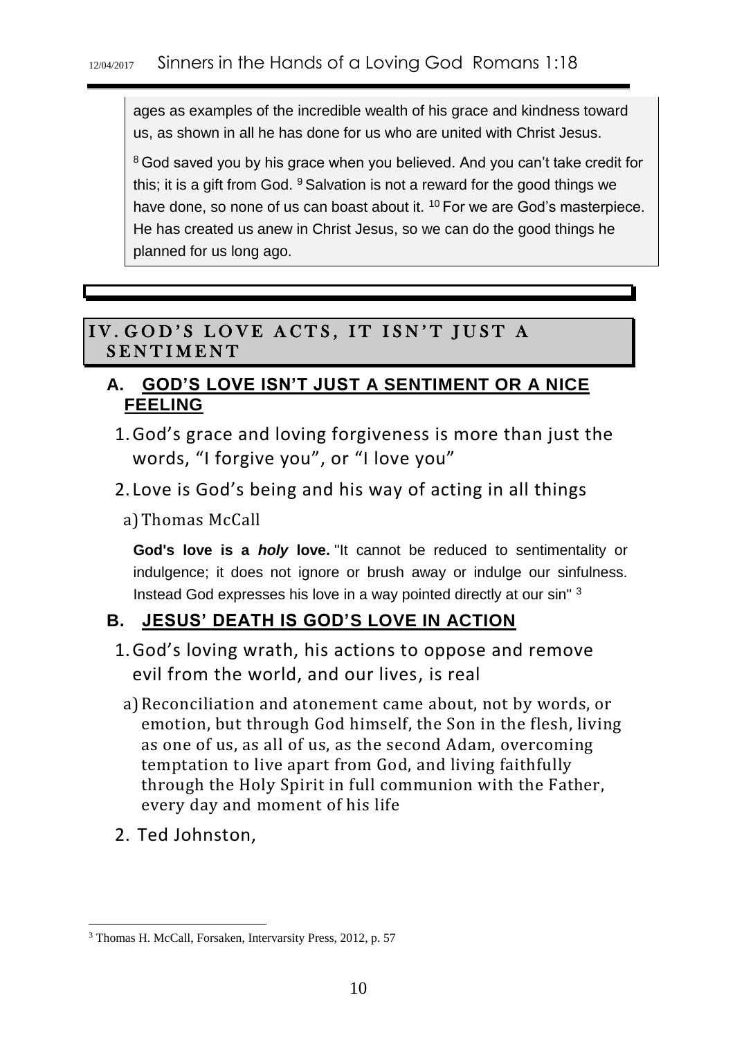ages as examples of the incredible wealth of his grace and kindness toward us, as shown in all he has done for us who are united with Christ Jesus.

[8] God saved you by his grace when you believed. And you can't take credit for this; it is a gift from God. [9] Salvation is not a reward for the good things we have done, so none of us can boast about it. [10] For we are God's masterpiece. He has created us anew in Christ Jesus, so we can do the good things he planned for us long ago.

## IV. GOD'S LOVE ACTS, IT ISN'T JUST A SENTIMENT

### A. GOD'S LOVE ISN'T JUST A SENTIMENT OR A NICE FEELING

1. God's grace and loving forgiveness is more than just the words, "I forgive you", or "I love you"
2. Love is God's being and his way of acting in all things
   a) Thomas McCall

   **God's love is a *holy* love.** "It cannot be reduced to sentimentality or indulgence; it does not ignore or brush away or indulge our sinfulness. Instead God expresses his love in a way pointed directly at our sin" [3]

### B. JESUS' DEATH IS GOD'S LOVE IN ACTION

1. God's loving wrath, his actions to oppose and remove evil from the world, and our lives, is real
   a) Reconciliation and atonement came about, not by words, or emotion, but through God himself, the Son in the flesh, living as one of us, as all of us, as the second Adam, overcoming temptation to live apart from God, and living faithfully through the Holy Spirit in full communion with the Father, every day and moment of his life
2. Ted Johnston,

---

[3] Thomas H. McCall, Forsaken, Intervarsity Press, 2012, p. 57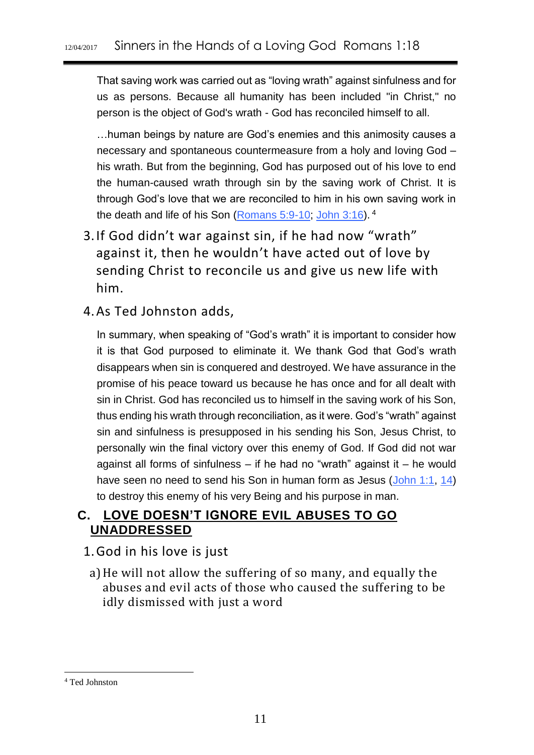That saving work was carried out as "loving wrath" against sinfulness and for us as persons. Because all humanity has been included "in Christ," no person is the object of God's wrath - God has reconciled himself to all.

…human beings by nature are God's enemies and this animosity causes a necessary and spontaneous countermeasure from a holy and loving God – his wrath. But from the beginning, God has purposed out of his love to end the human-caused wrath through sin by the saving work of Christ. It is through God's love that we are reconciled to him in his own saving work in the death and life of his Son (Romans 5:9-10; John 3:16). [4]

3. If God didn't war against sin, if he had now "wrath" against it, then he wouldn't have acted out of love by sending Christ to reconcile us and give us new life with him.
4. As Ted Johnston adds,

In summary, when speaking of "God's wrath" it is important to consider how it is that God purposed to eliminate it. We thank God that God's wrath disappears when sin is conquered and destroyed. We have assurance in the promise of his peace toward us because he has once and for all dealt with sin in Christ. God has reconciled us to himself in the saving work of his Son, thus ending his wrath through reconciliation, as it were. God's "wrath" against sin and sinfulness is presupposed in his sending his Son, Jesus Christ, to personally win the final victory over this enemy of God. If God did not war against all forms of sinfulness – if he had no "wrath" against it – he would have seen no need to send his Son in human form as Jesus (John 1:1, 14) to destroy this enemy of his very Being and his purpose in man.

## C. <u>LOVE DOESN'T IGNORE EVIL ABUSES TO GO UNADDRESSED</u>

1. God in his love is just
   a) He will not allow the suffering of so many, and equally the abuses and evil acts of those who caused the suffering to be idly dismissed with just a word

---

[4] Ted Johnston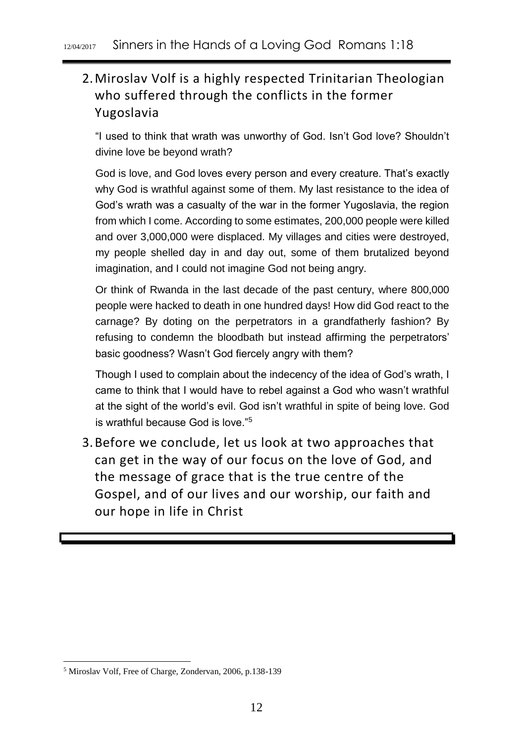2. Miroslav Volf is a highly respected Trinitarian Theologian who suffered through the conflicts in the former Yugoslavia

   "I used to think that wrath was unworthy of God. Isn't God love? Shouldn't divine love be beyond wrath?

   God is love, and God loves every person and every creature. That's exactly why God is wrathful against some of them. My last resistance to the idea of God's wrath was a casualty of the war in the former Yugoslavia, the region from which I come. According to some estimates, 200,000 people were killed and over 3,000,000 were displaced. My villages and cities were destroyed, my people shelled day in and day out, some of them brutalized beyond imagination, and I could not imagine God not being angry.

   Or think of Rwanda in the last decade of the past century, where 800,000 people were hacked to death in one hundred days! How did God react to the carnage? By doting on the perpetrators in a grandfatherly fashion? By refusing to condemn the bloodbath but instead affirming the perpetrators' basic goodness? Wasn't God fiercely angry with them?

   Though I used to complain about the indecency of the idea of God's wrath, I came to think that I would have to rebel against a God who wasn't wrathful at the sight of the world's evil. God isn't wrathful in spite of being love. God is wrathful because God is love."[5]

3. Before we conclude, let us look at two approaches that can get in the way of our focus on the love of God, and the message of grace that is the true centre of the Gospel, and of our lives and our worship, our faith and our hope in life in Christ

---

[5] Miroslav Volf, Free of Charge, Zondervan, 2006, p.138-139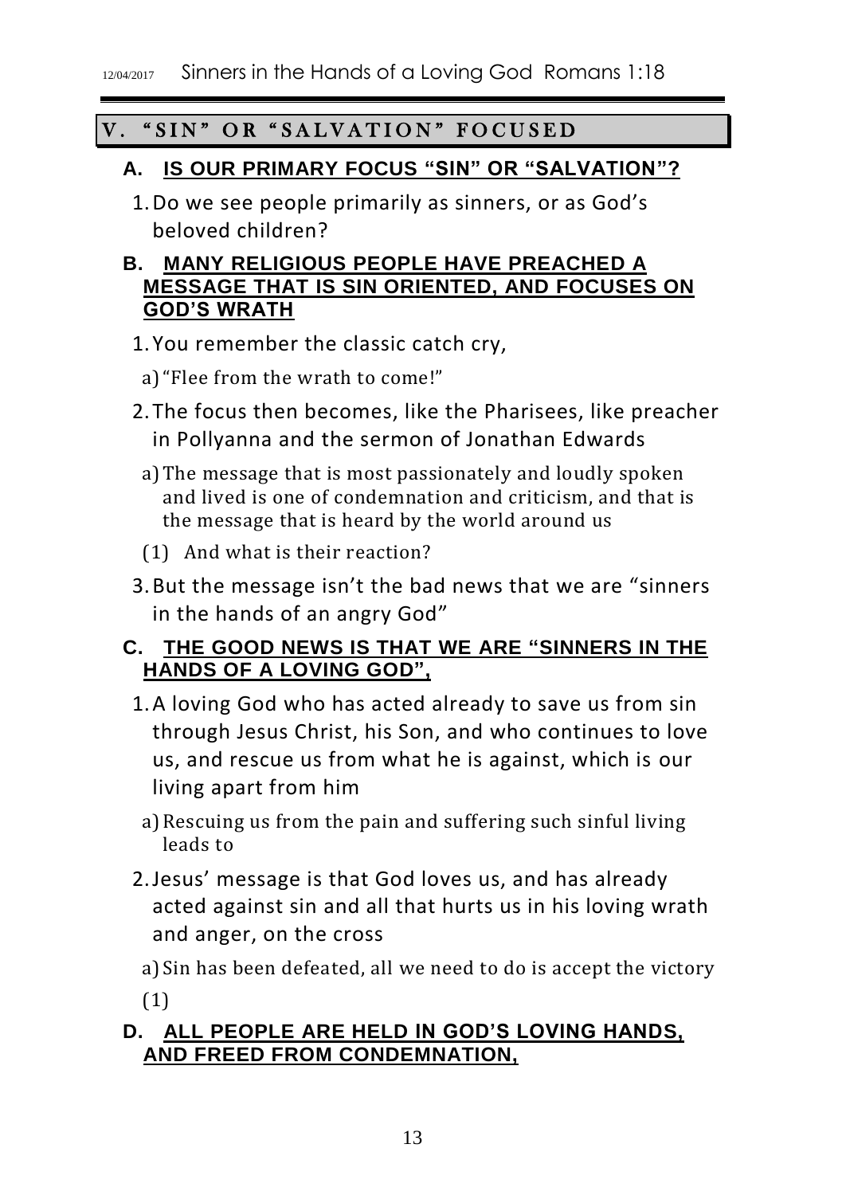## V. "SIN" OR "SALVATION" FOCUSED

### A. IS OUR PRIMARY FOCUS "SIN" OR "SALVATION"?

1. Do we see people primarily as sinners, or as God's beloved children?

### B. MANY RELIGIOUS PEOPLE HAVE PREACHED A MESSAGE THAT IS SIN ORIENTED, AND FOCUSES ON GOD'S WRATH

1. You remember the classic catch cry,
   a) "Flee from the wrath to come!"
2. The focus then becomes, like the Pharisees, like preacher in Pollyanna and the sermon of Jonathan Edwards
   a) The message that is most passionately and loudly spoken and lived is one of condemnation and criticism, and that is the message that is heard by the world around us
      (1) And what is their reaction?
3. But the message isn't the bad news that we are "sinners in the hands of an angry God"

### C. THE GOOD NEWS IS THAT WE ARE "SINNERS IN THE HANDS OF A LOVING GOD",

1. A loving God who has acted already to save us from sin through Jesus Christ, his Son, and who continues to love us, and rescue us from what he is against, which is our living apart from him
   a) Rescuing us from the pain and suffering such sinful living leads to
2. Jesus' message is that God loves us, and has already acted against sin and all that hurts us in his loving wrath and anger, on the cross
   a) Sin has been defeated, all we need to do is accept the victory
      (1)

### D. ALL PEOPLE ARE HELD IN GOD'S LOVING HANDS, AND FREED FROM CONDEMNATION,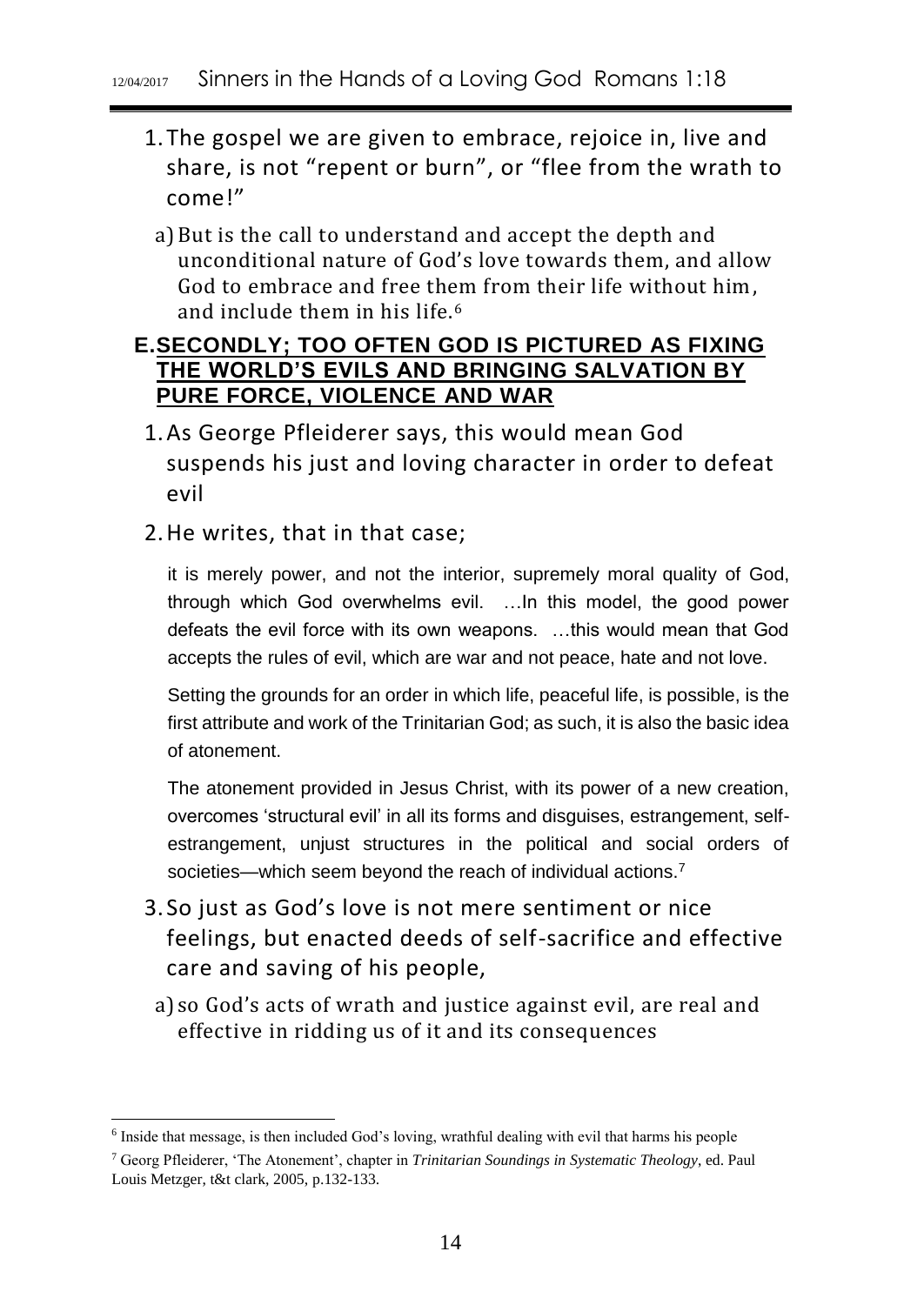1. The gospel we are given to embrace, rejoice in, live and share, is not "repent or burn", or "flee from the wrath to come!"

   a) But is the call to understand and accept the depth and unconditional nature of God's love towards them, and allow God to embrace and free them from their life without him, and include them in his life.[6]

## E. SECONDLY; TOO OFTEN GOD IS PICTURED AS FIXING THE WORLD'S EVILS AND BRINGING SALVATION BY PURE FORCE, VIOLENCE AND WAR

1. As George Pfleiderer says, this would mean God suspends his just and loving character in order to defeat evil

2. He writes, that in that case;

   > it is merely power, and not the interior, supremely moral quality of God, through which God overwhelms evil. …In this model, the good power defeats the evil force with its own weapons. …this would mean that God accepts the rules of evil, which are war and not peace, hate and not love.
   >
   > Setting the grounds for an order in which life, peaceful life, is possible, is the first attribute and work of the Trinitarian God; as such, it is also the basic idea of atonement.
   >
   > The atonement provided in Jesus Christ, with its power of a new creation, overcomes 'structural evil' in all its forms and disguises, estrangement, self-estrangement, unjust structures in the political and social orders of societies—which seem beyond the reach of individual actions.[7]

3. So just as God's love is not mere sentiment or nice feelings, but enacted deeds of self-sacrifice and effective care and saving of his people,

   a) so God's acts of wrath and justice against evil, are real and effective in ridding us of it and its consequences

---

[6] Inside that message, is then included God's loving, wrathful dealing with evil that harms his people

[7] Georg Pfleiderer, 'The Atonement', chapter in *Trinitarian Soundings in Systematic Theology*, ed. Paul Louis Metzger, t&t clark, 2005, p.132-133.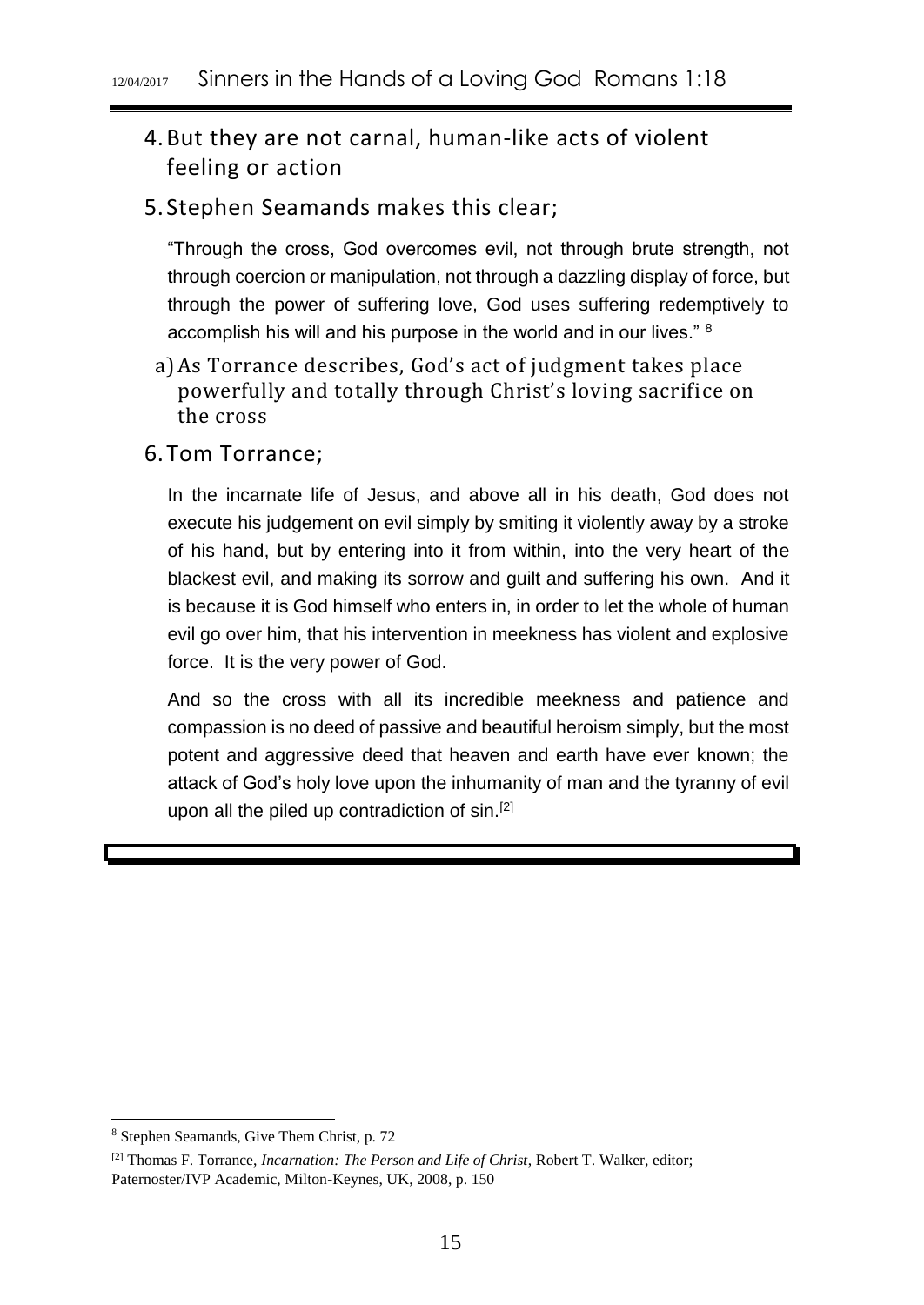4. But they are not carnal, human-like acts of violent feeling or action

5. Stephen Seamands makes this clear;

   "Through the cross, God overcomes evil, not through brute strength, not through coercion or manipulation, not through a dazzling display of force, but through the power of suffering love, God uses suffering redemptively to accomplish his will and his purpose in the world and in our lives." [8]

   a) As Torrance describes, God's act of judgment takes place powerfully and totally through Christ's loving sacrifice on the cross

6. Tom Torrance;

   In the incarnate life of Jesus, and above all in his death, God does not execute his judgement on evil simply by smiting it violently away by a stroke of his hand, but by entering into it from within, into the very heart of the blackest evil, and making its sorrow and guilt and suffering his own. And it is because it is God himself who enters in, in order to let the whole of human evil go over him, that his intervention in meekness has violent and explosive force. It is the very power of God.

   And so the cross with all its incredible meekness and patience and compassion is no deed of passive and beautiful heroism simply, but the most potent and aggressive deed that heaven and earth have ever known; the attack of God's holy love upon the inhumanity of man and the tyranny of evil upon all the piled up contradiction of sin.[2]

---

[8] Stephen Seamands, Give Them Christ, p. 72

[2] Thomas F. Torrance, *Incarnation: The Person and Life of Christ*, Robert T. Walker, editor; Paternoster/IVP Academic, Milton-Keynes, UK, 2008, p. 150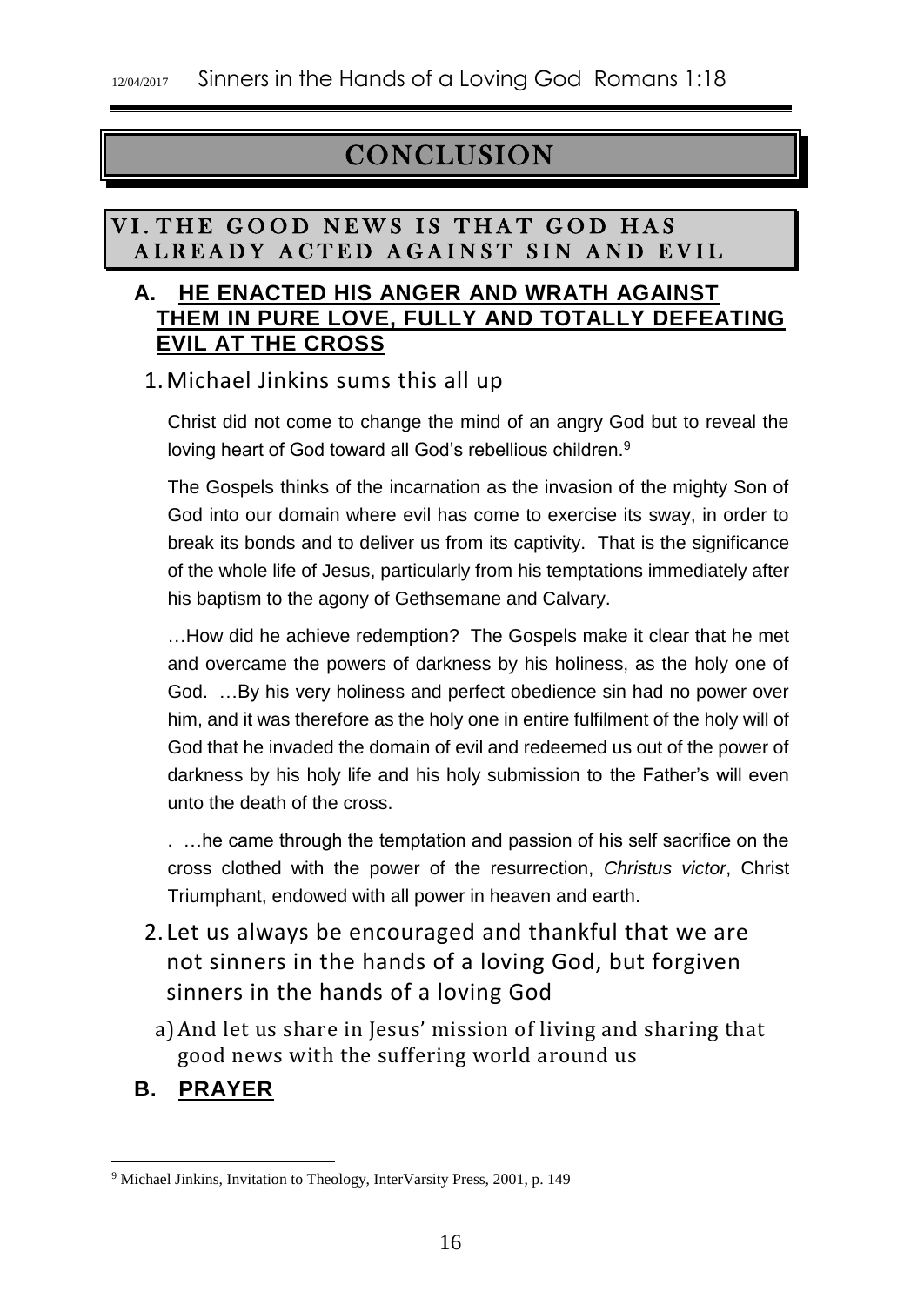# CONCLUSION

## VI. THE GOOD NEWS IS THAT GOD HAS ALREADY ACTED AGAINST SIN AND EVIL

### A. HE ENACTED HIS ANGER AND WRATH AGAINST THEM IN PURE LOVE, FULLY AND TOTALLY DEFEATING EVIL AT THE CROSS

1. Michael Jinkins sums this all up

Christ did not come to change the mind of an angry God but to reveal the loving heart of God toward all God's rebellious children.[9]

The Gospels thinks of the incarnation as the invasion of the mighty Son of God into our domain where evil has come to exercise its sway, in order to break its bonds and to deliver us from its captivity. That is the significance of the whole life of Jesus, particularly from his temptations immediately after his baptism to the agony of Gethsemane and Calvary.

…How did he achieve redemption? The Gospels make it clear that he met and overcame the powers of darkness by his holiness, as the holy one of God. …By his very holiness and perfect obedience sin had no power over him, and it was therefore as the holy one in entire fulfilment of the holy will of God that he invaded the domain of evil and redeemed us out of the power of darkness by his holy life and his holy submission to the Father's will even unto the death of the cross.

. …he came through the temptation and passion of his self sacrifice on the cross clothed with the power of the resurrection, *Christus victor*, Christ Triumphant, endowed with all power in heaven and earth.

2. Let us always be encouraged and thankful that we are not sinners in the hands of a loving God, but forgiven sinners in the hands of a loving God

   a) And let us share in Jesus' mission of living and sharing that good news with the suffering world around us

### B. PRAYER

[9] Michael Jinkins, Invitation to Theology, InterVarsity Press, 2001, p. 149